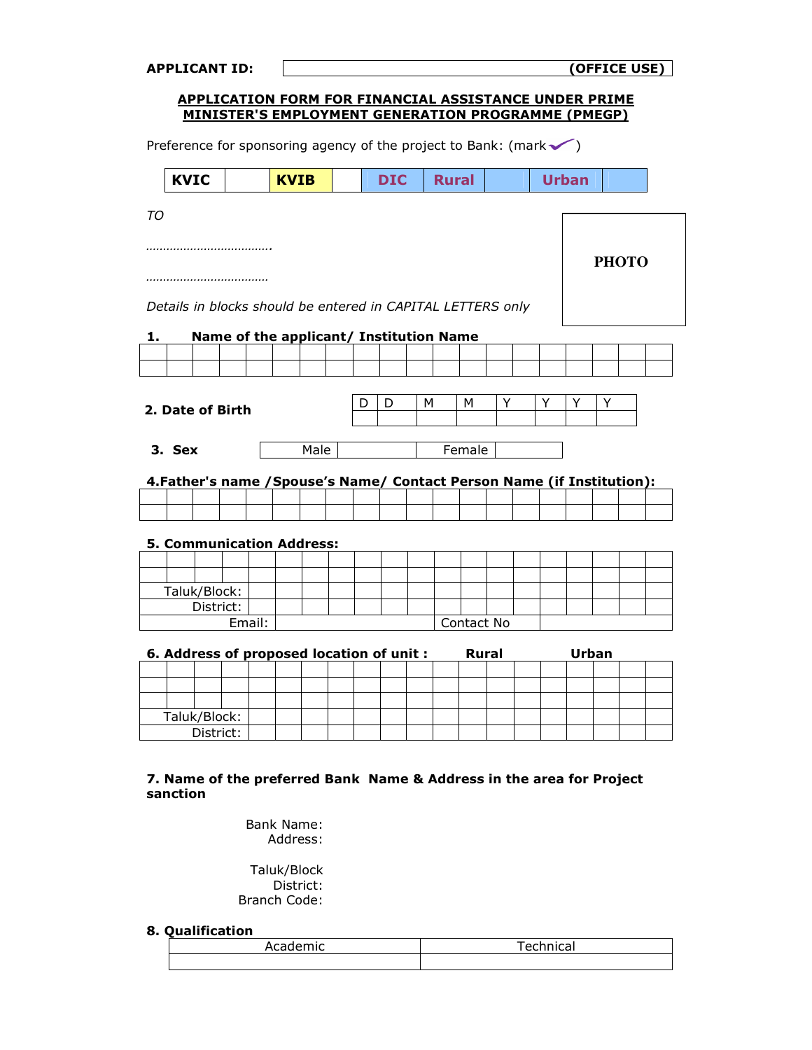**APPLICANT ID:** | (OFFICE USE) |

## APPLICATION FORM FOR FINANCIAL ASSISTANCE UNDER PRIME MINISTER'S EMPLOYMENT GENERATION PROGRAMME (PMEGP)

Preference for sponsoring agency of the project to Bank: (mark ✓)

| KVIC | | KVIB | | DIC | Rural | | Urban | |
|---|---|---|---|---|---|---|---|---|

*TO*

……………………………….

……………………………….

**PHOTO**

*Details in blocks should be entered in CAPITAL LETTERS only*

**1. Name of the applicant/ Institution Name**

| | | | | | | | | | | | | | | | | | | | |
|---|---|---|---|---|---|---|---|---|---|---|---|---|---|---|---|---|---|---|---|
| | | | | | | | | | | | | | | | | | | | |

**2. Date of Birth**

| D | D | M | M | Y | Y | Y | Y |
|---|---|---|---|---|---|---|---|
| | | | | | | | |

**3. Sex**

| Male | | Female | |
|---|---|---|---|

**4. Father's name /Spouse's Name/ Contact Person Name (if Institution):**

| | | | | | | | | | | | | | | | | | | | |
|---|---|---|---|---|---|---|---|---|---|---|---|---|---|---|---|---|---|---|---|
| | | | | | | | | | | | | | | | | | | | |

**5. Communication Address:**

| | | | | | | | | | | | | | | | | | | | |
|---|---|---|---|---|---|---|---|---|---|---|---|---|---|---|---|---|---|---|---|
| | | | | | | | | | | | | | | | | | | | |
| Taluk/Block: | | | | | | | | | | | | | | | | | | | |
| District: | | | | | | | | | | | | | | | | | | | |
| Email: | | | | | | | | Contact No | | | | | | | | | | | |

**6. Address of proposed location of unit : Rural Urban**

| | | | | | | | | | | | | | | | | | | | |
|---|---|---|---|---|---|---|---|---|---|---|---|---|---|---|---|---|---|---|---|
| | | | | | | | | | | | | | | | | | | | |
| | | | | | | | | | | | | | | | | | | | |
| Taluk/Block: | | | | | | | | | | | | | | | | | | | |
| District: | | | | | | | | | | | | | | | | | | | |

**7. Name of the preferred Bank Name & Address in the area for Project sanction**

Bank Name:
Address:

Taluk/Block
District:
Branch Code:

**8. Qualification**

| Academic | Technical |
|---|---|
| | |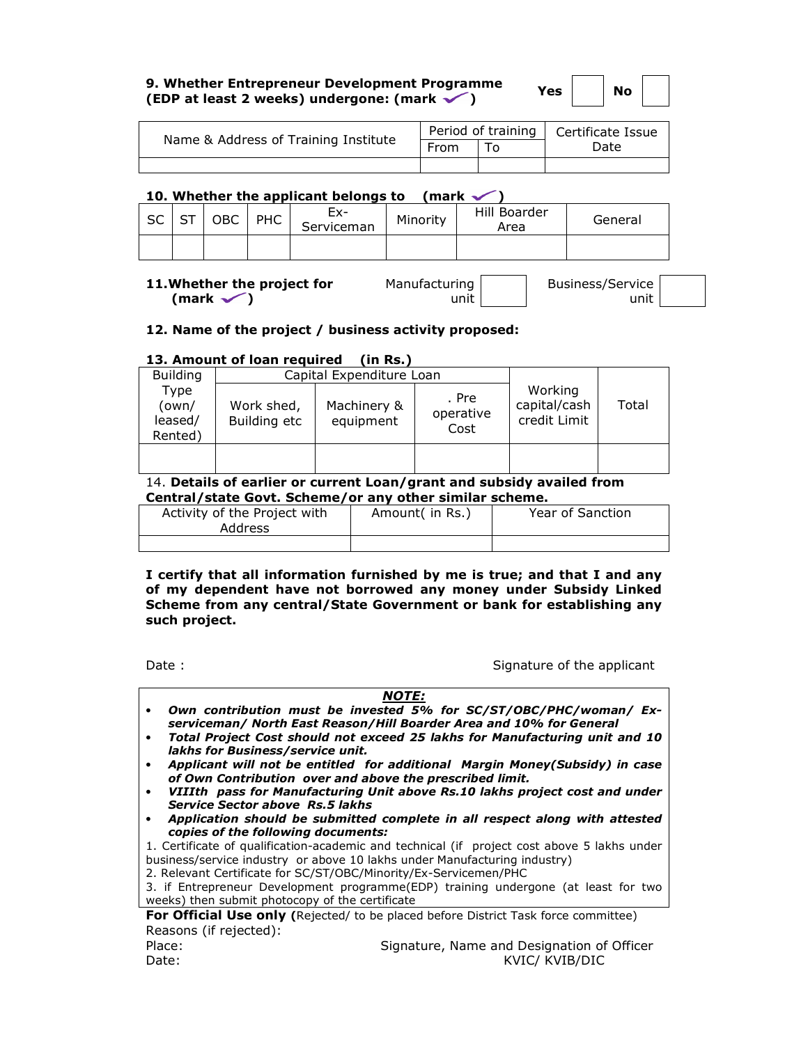**9. Whether Entrepreneur Development Programme (EDP at least 2 weeks) undergone: (mark ✓)** **Yes** ☐ **No** ☐

| Name & Address of Training Institute | Period of training | | Certificate Issue Date |
|---|---|---|---|
| | From | To | |
| | | | |

**10. Whether the applicant belongs to (mark ✓)**

| SC | ST | OBC | PHC | Ex-Serviceman | Minority | Hill Boarder Area | General |
|---|---|---|---|---|---|---|---|
| | | | | | | | |

**11. Whether the project for (mark ✓)** Manufacturing unit ☐ Business/Service unit ☐

**12. Name of the project / business activity proposed:**

**13. Amount of loan required (in Rs.)**

| Building Type (own/ leased/ Rented) | Capital Expenditure Loan | | | Working capital/cash credit Limit | Total |
|---|---|---|---|---|---|
| | Work shed, Building etc | Machinery & equipment | . Pre operative Cost | | |
| | | | | | |

14. **Details of earlier or current Loan/grant and subsidy availed from Central/state Govt. Scheme/or any other similar scheme.**

| Activity of the Project with Address | Amount( in Rs.) | Year of Sanction |
|---|---|---|
| | | |

**I certify that all information furnished by me is true; and that I and any of my dependent have not borrowed any money under Subsidy Linked Scheme from any central/State Government or bank for establishing any such project.**

Date : Signature of the applicant

***NOTE:***

- ***Own contribution must be invested 5% for SC/ST/OBC/PHC/woman/ Ex-serviceman/ North East Reason/Hill Boarder Area and 10% for General***
- ***Total Project Cost should not exceed 25 lakhs for Manufacturing unit and 10 lakhs for Business/service unit.***
- ***Applicant will not be entitled for additional Margin Money(Subsidy) in case of Own Contribution over and above the prescribed limit.***
- ***VIIIth pass for Manufacturing Unit above Rs.10 lakhs project cost and under Service Sector above Rs.5 lakhs***
- ***Application should be submitted complete in all respect along with attested copies of the following documents:***

1. Certificate of qualification-academic and technical (if project cost above 5 lakhs under business/service industry or above 10 lakhs under Manufacturing industry)
2. Relevant Certificate for SC/ST/OBC/Minority/Ex-Servicemen/PHC
3. if Entrepreneur Development programme(EDP) training undergone (at least for two weeks) then submit photocopy of the certificate

**For Official Use only (**Rejected/ to be placed before District Task force committee)

Reasons (if rejected):

Place: Signature, Name and Designation of Officer

Date: KVIC/ KVIB/DIC